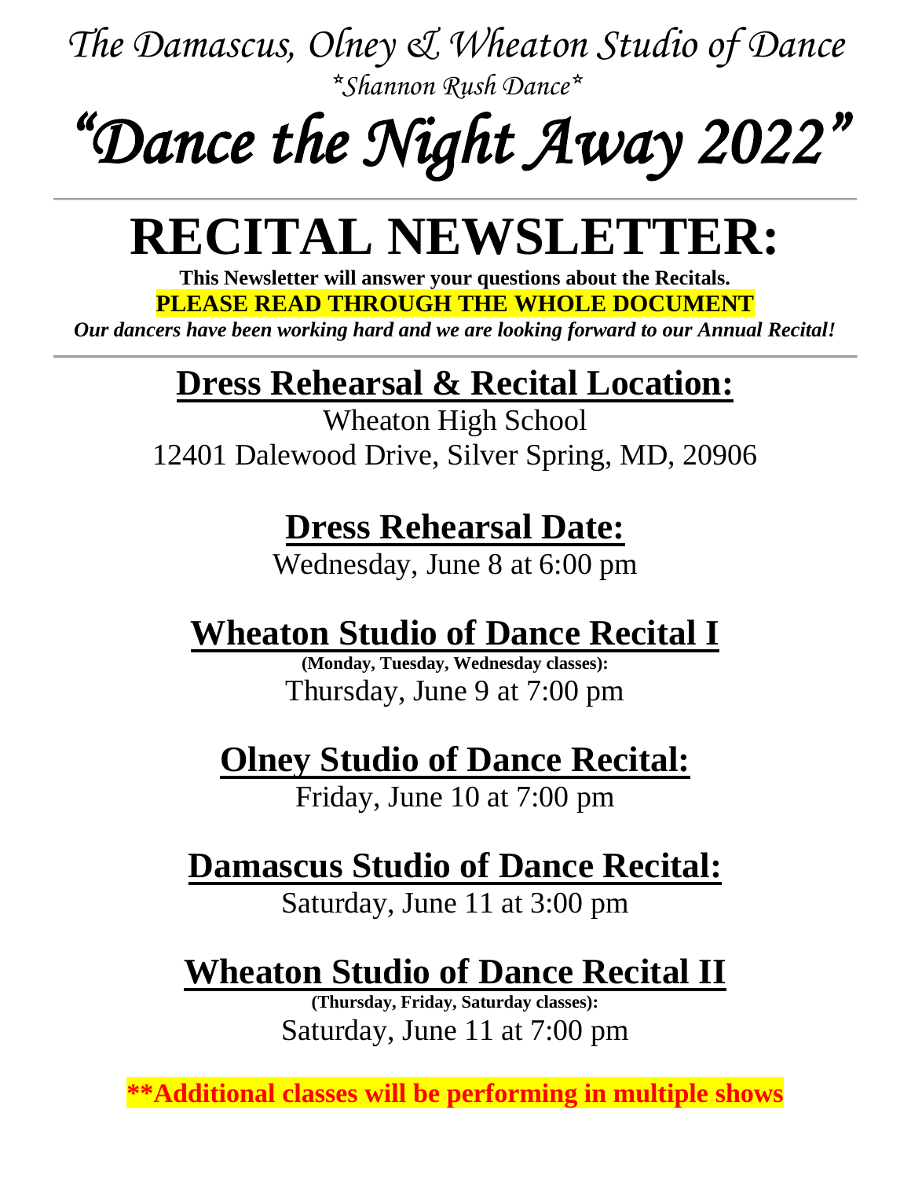*The Damascus, Olney & Wheaton Studio of Dance*

*\*Shannon Rush Dance\**

# *"Dance the Night Away 2022"*

---

# RECITAL NEWSLETTER:

**This Newsletter will answer your questions about the Recitals.**

**PLEASE READ THROUGH THE WHOLE DOCUMENT**

***Our dancers have been working hard and we are looking forward to our Annual Recital!***

---

## Dress Rehearsal & Recital Location:

Wheaton High School

12401 Dalewood Drive, Silver Spring, MD, 20906

## Dress Rehearsal Date:

Wednesday, June 8 at 6:00 pm

## Wheaton Studio of Dance Recital I

**(Monday, Tuesday, Wednesday classes):**

Thursday, June 9 at 7:00 pm

## Olney Studio of Dance Recital:

Friday, June 10 at 7:00 pm

## Damascus Studio of Dance Recital:

Saturday, June 11 at 3:00 pm

## Wheaton Studio of Dance Recital II

**(Thursday, Friday, Saturday classes):**

Saturday, June 11 at 7:00 pm

**\*\*Additional classes will be performing in multiple shows**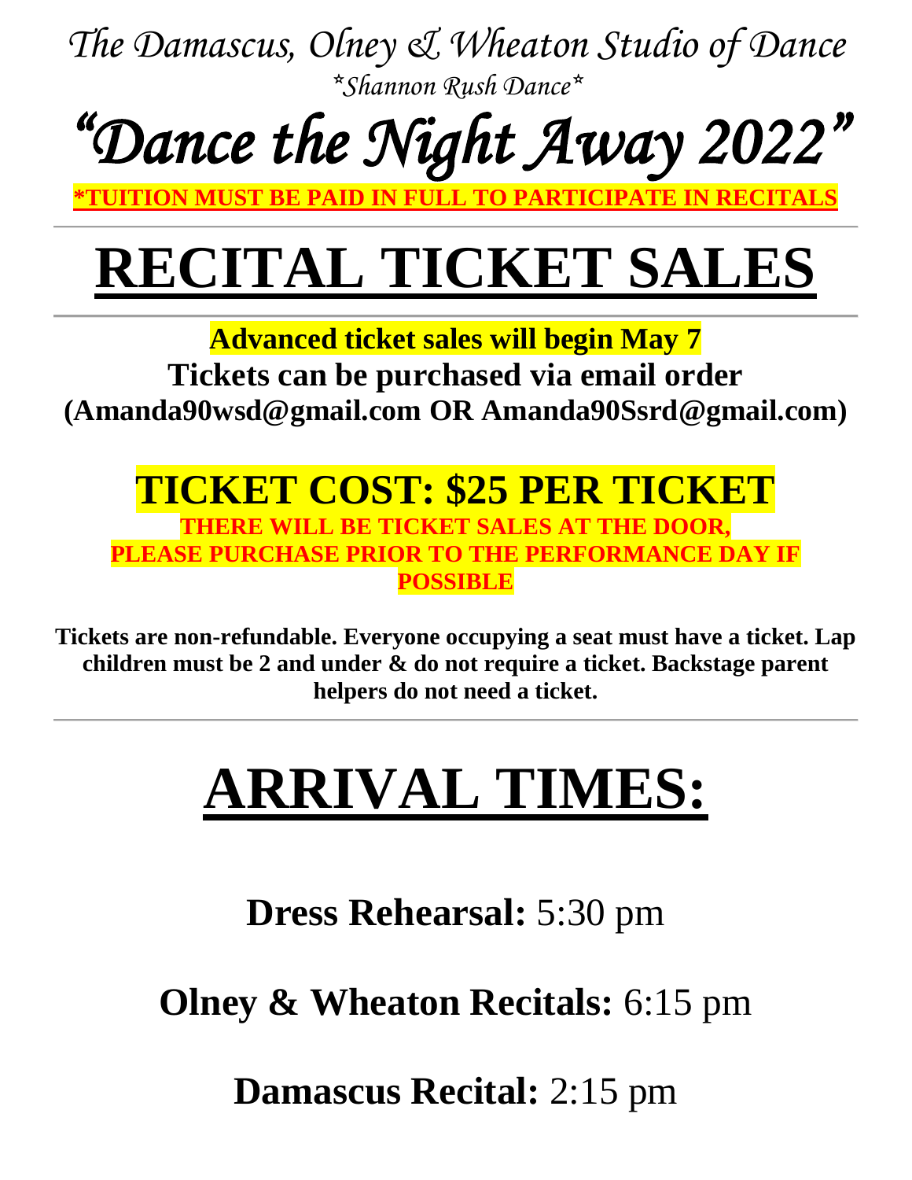*The Damascus, Olney & Wheaton Studio of Dance*

*\*Shannon Rush Dance\**

# *"Dance the Night Away 2022"*

**\*TUITION MUST BE PAID IN FULL TO PARTICIPATE IN RECITALS**

---

# RECITAL TICKET SALES

---

**Advanced ticket sales will begin May 7**

**Tickets can be purchased via email order**
**(Amanda90wsd@gmail.com OR Amanda90Ssrd@gmail.com)**

## TICKET COST: $25 PER TICKET

**THERE WILL BE TICKET SALES AT THE DOOR,**
**PLEASE PURCHASE PRIOR TO THE PERFORMANCE DAY IF POSSIBLE**

**Tickets are non-refundable. Everyone occupying a seat must have a ticket. Lap children must be 2 and under & do not require a ticket. Backstage parent helpers do not need a ticket.**

---

# ARRIVAL TIMES:

**Dress Rehearsal:** 5:30 pm

**Olney & Wheaton Recitals:** 6:15 pm

**Damascus Recital:** 2:15 pm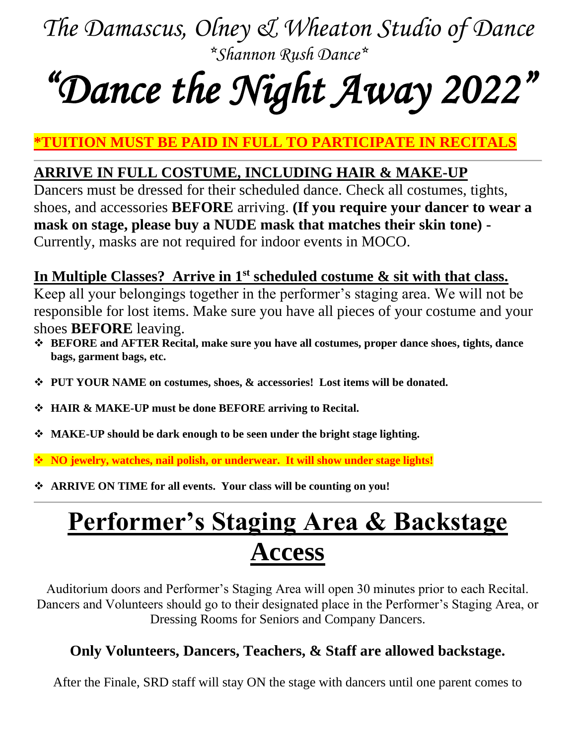# *The Damascus, Olney & Wheaton Studio of Dance*

*\*Shannon Rush Dance\**

# *"Dance the Night Away 2022"*

**\*TUITION MUST BE PAID IN FULL TO PARTICIPATE IN RECITALS**

---

**ARRIVE IN FULL COSTUME, INCLUDING HAIR & MAKE-UP**

Dancers must be dressed for their scheduled dance. Check all costumes, tights, shoes, and accessories **BEFORE** arriving. **(If you require your dancer to wear a mask on stage, please buy a NUDE mask that matches their skin tone) -** Currently, masks are not required for indoor events in MOCO.

**In Multiple Classes? Arrive in 1st scheduled costume & sit with that class.**

Keep all your belongings together in the performer's staging area. We will not be responsible for lost items. Make sure you have all pieces of your costume and your shoes **BEFORE** leaving.

- **BEFORE and AFTER Recital, make sure you have all costumes, proper dance shoes, tights, dance bags, garment bags, etc.**
- **PUT YOUR NAME on costumes, shoes, & accessories! Lost items will be donated.**
- **HAIR & MAKE-UP must be done BEFORE arriving to Recital.**
- **MAKE-UP should be dark enough to be seen under the bright stage lighting.**
- **NO jewelry, watches, nail polish, or underwear. It will show under stage lights!**
- **ARRIVE ON TIME for all events. Your class will be counting on you!**

---

# Performer's Staging Area & Backstage Access

Auditorium doors and Performer's Staging Area will open 30 minutes prior to each Recital. Dancers and Volunteers should go to their designated place in the Performer's Staging Area, or Dressing Rooms for Seniors and Company Dancers.

### Only Volunteers, Dancers, Teachers, & Staff are allowed backstage.

After the Finale, SRD staff will stay ON the stage with dancers until one parent comes to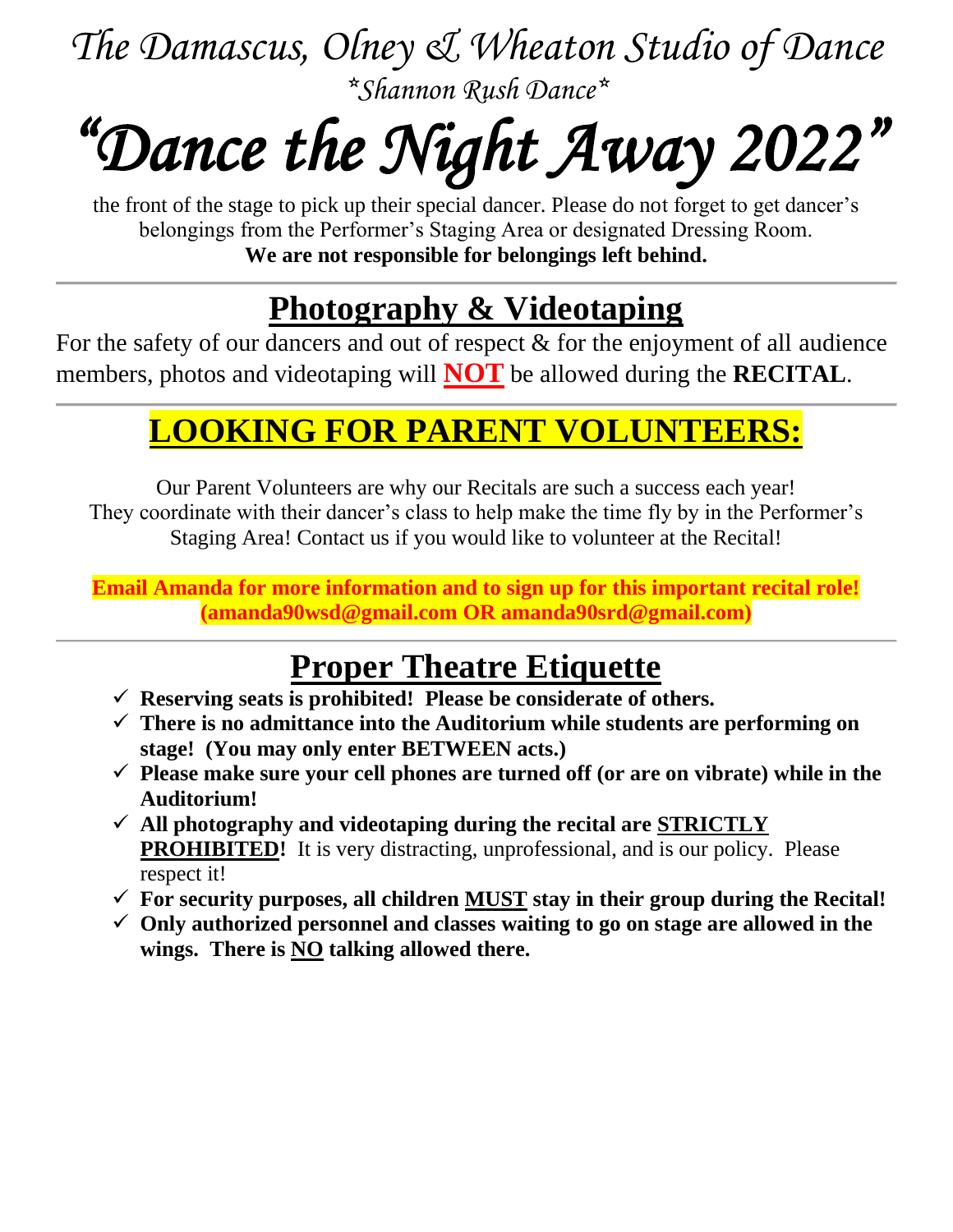*The Damascus, Olney & Wheaton Studio of Dance*

*\*Shannon Rush Dance\**

# *"Dance the Night Away 2022"*

the front of the stage to pick up their special dancer. Please do not forget to get dancer's belongings from the Performer's Staging Area or designated Dressing Room.

**We are not responsible for belongings left behind.**

---

## Photography & Videotaping

For the safety of our dancers and out of respect & for the enjoyment of all audience members, photos and videotaping will **NOT** be allowed during the **RECITAL**.

---

## LOOKING FOR PARENT VOLUNTEERS:

Our Parent Volunteers are why our Recitals are such a success each year! They coordinate with their dancer's class to help make the time fly by in the Performer's Staging Area! Contact us if you would like to volunteer at the Recital!

**Email Amanda for more information and to sign up for this important recital role! (amanda90wsd@gmail.com OR amanda90srd@gmail.com)**

---

## Proper Theatre Etiquette

- ✓ **Reserving seats is prohibited! Please be considerate of others.**
- ✓ **There is no admittance into the Auditorium while students are performing on stage! (You may only enter BETWEEN acts.)**
- ✓ **Please make sure your cell phones are turned off (or are on vibrate) while in the Auditorium!**
- ✓ **All photography and videotaping during the recital are STRICTLY PROHIBITED!** It is very distracting, unprofessional, and is our policy. Please respect it!
- ✓ **For security purposes, all children MUST stay in their group during the Recital!**
- ✓ **Only authorized personnel and classes waiting to go on stage are allowed in the wings. There is NO talking allowed there.**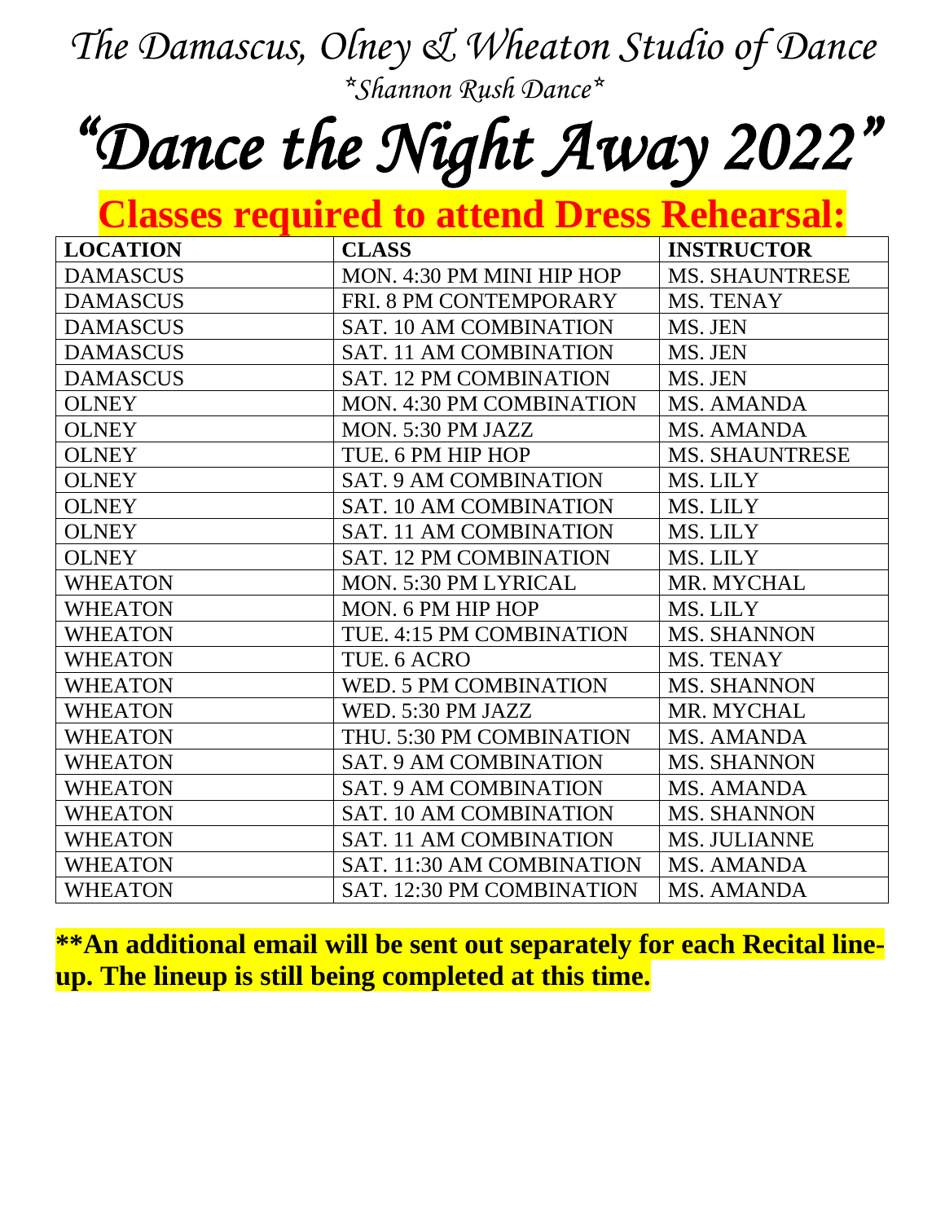# *The Damascus, Olney & Wheaton Studio of Dance*

*\*Shannon Rush Dance\**

# *"Dance the Night Away 2022"*

## Classes required to attend Dress Rehearsal:

| LOCATION | CLASS | INSTRUCTOR |
|---|---|---|
| DAMASCUS | MON. 4:30 PM MINI HIP HOP | MS. SHAUNTRESE |
| DAMASCUS | FRI. 8 PM CONTEMPORARY | MS. TENAY |
| DAMASCUS | SAT. 10 AM COMBINATION | MS. JEN |
| DAMASCUS | SAT. 11 AM COMBINATION | MS. JEN |
| DAMASCUS | SAT. 12 PM COMBINATION | MS. JEN |
| OLNEY | MON. 4:30 PM COMBINATION | MS. AMANDA |
| OLNEY | MON. 5:30 PM JAZZ | MS. AMANDA |
| OLNEY | TUE. 6 PM HIP HOP | MS. SHAUNTRESE |
| OLNEY | SAT. 9 AM COMBINATION | MS. LILY |
| OLNEY | SAT. 10 AM COMBINATION | MS. LILY |
| OLNEY | SAT. 11 AM COMBINATION | MS. LILY |
| OLNEY | SAT. 12 PM COMBINATION | MS. LILY |
| WHEATON | MON. 5:30 PM LYRICAL | MR. MYCHAL |
| WHEATON | MON. 6 PM HIP HOP | MS. LILY |
| WHEATON | TUE. 4:15 PM COMBINATION | MS. SHANNON |
| WHEATON | TUE. 6 ACRO | MS. TENAY |
| WHEATON | WED. 5 PM COMBINATION | MS. SHANNON |
| WHEATON | WED. 5:30 PM JAZZ | MR. MYCHAL |
| WHEATON | THU. 5:30 PM COMBINATION | MS. AMANDA |
| WHEATON | SAT. 9 AM COMBINATION | MS. SHANNON |
| WHEATON | SAT. 9 AM COMBINATION | MS. AMANDA |
| WHEATON | SAT. 10 AM COMBINATION | MS. SHANNON |
| WHEATON | SAT. 11 AM COMBINATION | MS. JULIANNE |
| WHEATON | SAT. 11:30 AM COMBINATION | MS. AMANDA |
| WHEATON | SAT. 12:30 PM COMBINATION | MS. AMANDA |

**\*\*An additional email will be sent out separately for each Recital line-up. The lineup is still being completed at this time.**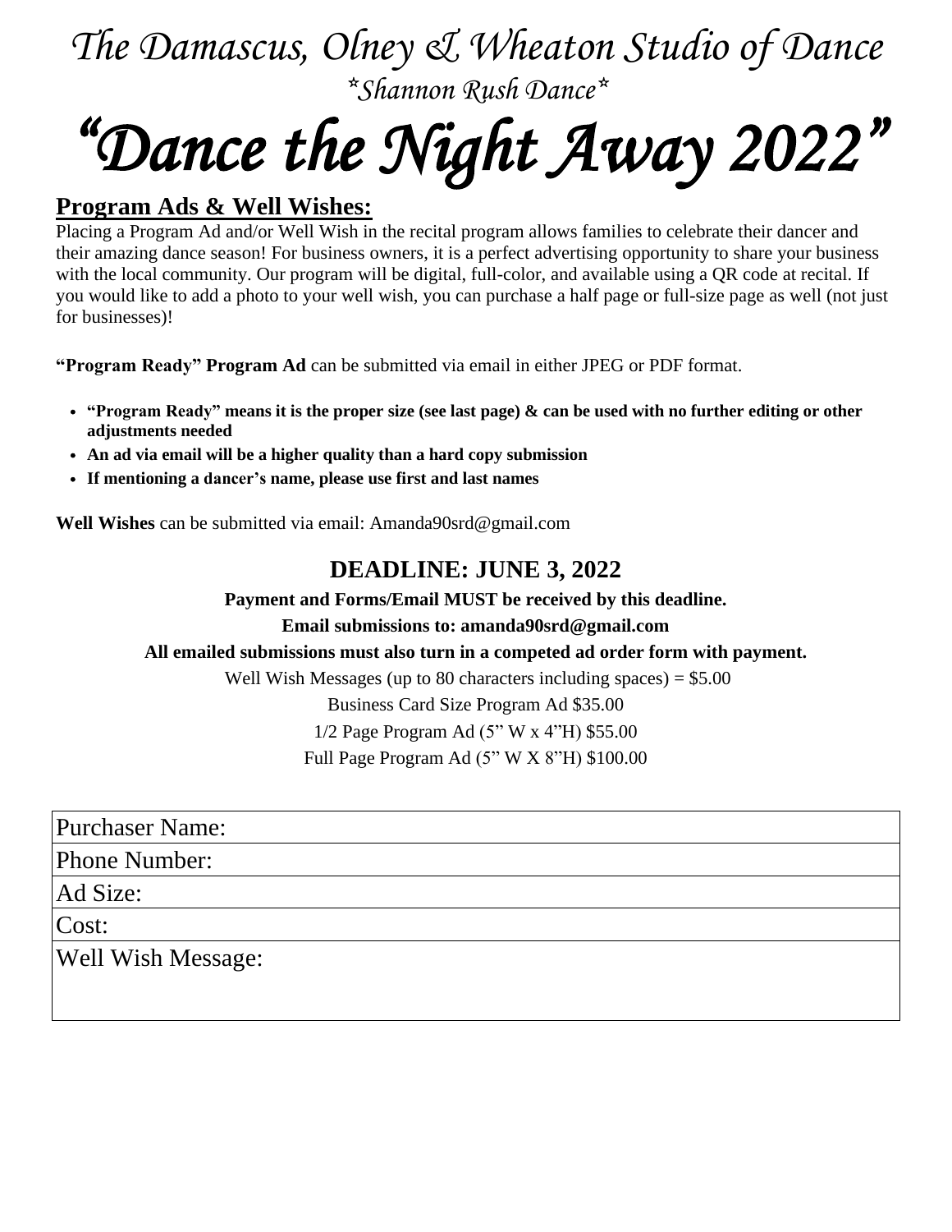# *The Damascus, Olney & Wheaton Studio of Dance*

*\*Shannon Rush Dance\**

# *"Dance the Night Away 2022"*

## Program Ads & Well Wishes:

Placing a Program Ad and/or Well Wish in the recital program allows families to celebrate their dancer and their amazing dance season! For business owners, it is a perfect advertising opportunity to share your business with the local community. Our program will be digital, full-color, and available using a QR code at recital. If you would like to add a photo to your well wish, you can purchase a half page or full-size page as well (not just for businesses)!

**"Program Ready" Program Ad** can be submitted via email in either JPEG or PDF format.

- **"Program Ready" means it is the proper size (see last page) & can be used with no further editing or other adjustments needed**
- **An ad via email will be a higher quality than a hard copy submission**
- **If mentioning a dancer's name, please use first and last names**

**Well Wishes** can be submitted via email: Amanda90srd@gmail.com

## DEADLINE: JUNE 3, 2022

**Payment and Forms/Email MUST be received by this deadline.**

**Email submissions to: amanda90srd@gmail.com**

**All emailed submissions must also turn in a competed ad order form with payment.**

Well Wish Messages (up to 80 characters including spaces) = $5.00

Business Card Size Program Ad $35.00

1/2 Page Program Ad (5" W x 4"H) $55.00

Full Page Program Ad (5" W X 8"H) $100.00

| Purchaser Name: |
|---|
| Phone Number: |
| Ad Size: |
| Cost: |
| Well Wish Message: |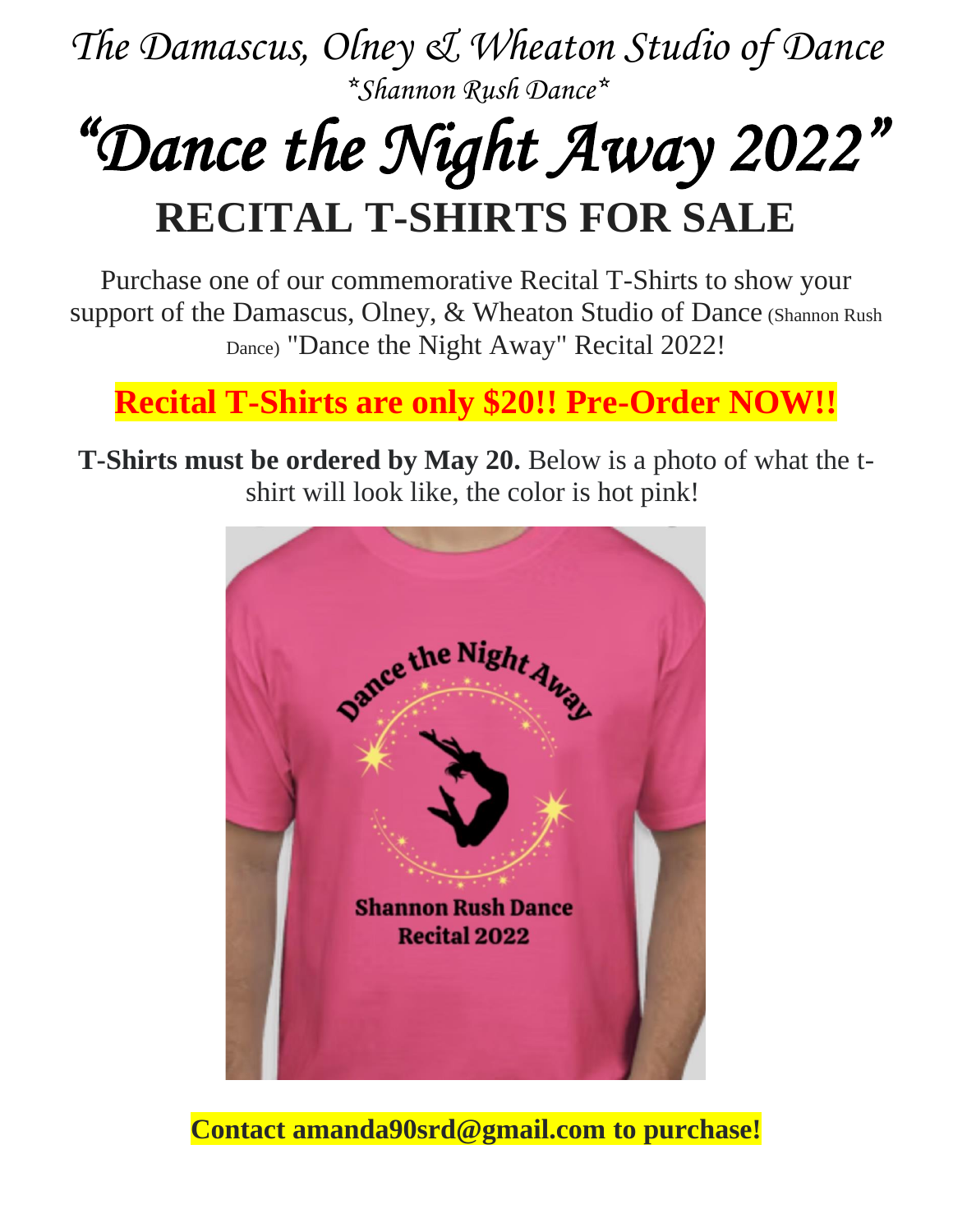*The Damascus, Olney & Wheaton Studio of Dance*

*\*Shannon Rush Dance\**

# *"Dance the Night Away 2022"*

# RECITAL T-SHIRTS FOR SALE

Purchase one of our commemorative Recital T-Shirts to show your support of the Damascus, Olney, & Wheaton Studio of Dance (Shannon Rush Dance) "Dance the Night Away" Recital 2022!

**Recital T-Shirts are only $20!! Pre-Order NOW!!**

**T-Shirts must be ordered by May 20.** Below is a photo of what the t-shirt will look like, the color is hot pink!

**Contact amanda90srd@gmail.com to purchase!**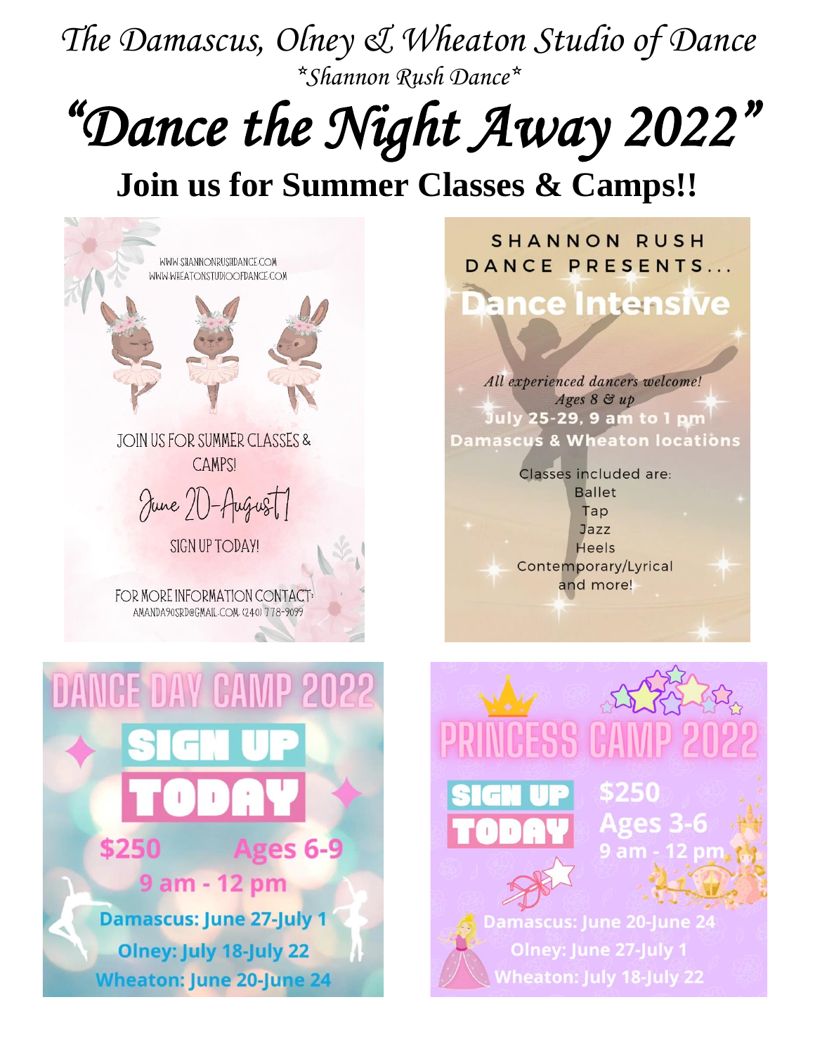# *The Damascus, Olney & Wheaton Studio of Dance*

*\*Shannon Rush Dance\**

# *"Dance the Night Away 2022"*

## Join us for Summer Classes & Camps!!

WWW.SHANNONRUSHDANCE.COM
WWW.WHEATONSTUDIOOFDANCE.COM

JOIN US FOR SUMMER CLASSES & CAMPS!

June 20-August 1

SIGN UP TODAY!

FOR MORE INFORMATION CONTACT:
AMANDA90SRD@GMAIL.COM (240) 778-9099

SHANNON RUSH DANCE PRESENTS...

**Dance Intensive**

*All experienced dancers welcome!*
*Ages 8 & up*

July 25-29, 9 am to 1 pm

Damascus & Wheaton locations

Classes included are:
Ballet
Tap
Jazz
Heels
Contemporary/Lyrical
and more!

**DANCE DAY CAMP 2022**

SIGN UP TODAY

$250 Ages 6-9

9 am - 12 pm

Damascus: June 27-July 1
Olney: July 18-July 22
Wheaton: June 20-June 24

**PRINCESS CAMP 2022**

SIGN UP TODAY

$250
Ages 3-6
9 am - 12 pm

Damascus: June 20-June 24
Olney: June 27-July 1
Wheaton: July 18-July 22